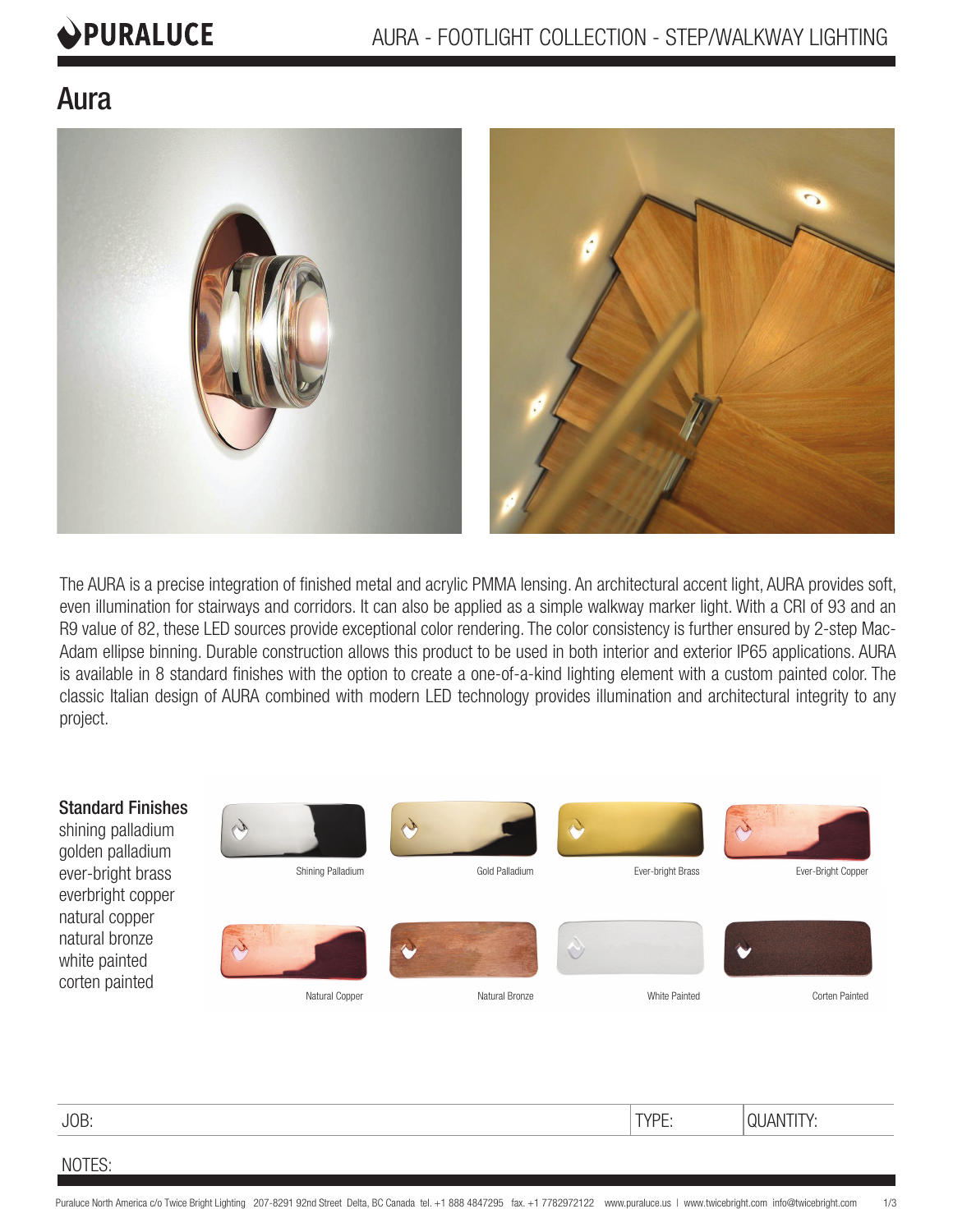# Aura

The AURA is a precise integration of finished metal and acrylic PMMA lensing. An architectural accent light, AURA provides soft, even illumination for stairways and corridors. It can also be applied as a simple walkway marker light. With a CRI of 93 and an R9 value of 82, these LED sources provide exceptional color rendering. The color consistency is further ensured by 2-step MacAdam ellipse binning. Durable construction allows this product to be used in both interior and exterior IP65 applications. AURA is available in 8 standard finishes with the option to create a one-of-a-kind lighting element with a custom painted color. The classic Italian design of AURA combined with modern LED technology provides illumination and architectural integrity to any project.

## Standard Finishes

- shining palladium
- golden palladium
- ever-bright brass
- everbright copper
- natural copper
- natural bronze
- white painted
- corten painted

Shining Palladium

Gold Palladium

Ever-bright Brass

Ever-Bright Copper

Natural Copper

Natural Bronze

White Painted

Corten Painted

| JOB: | TYPE: | QUANTITY: |
|---|---|---|

NOTES:

Puraluce North America c/o Twice Bright Lighting 207-8291 92nd Street Delta, BC Canada tel. +1 888 4847295 fax. +1 7782972122 www.puraluce.us | www.twicebright.com info@twicebright.com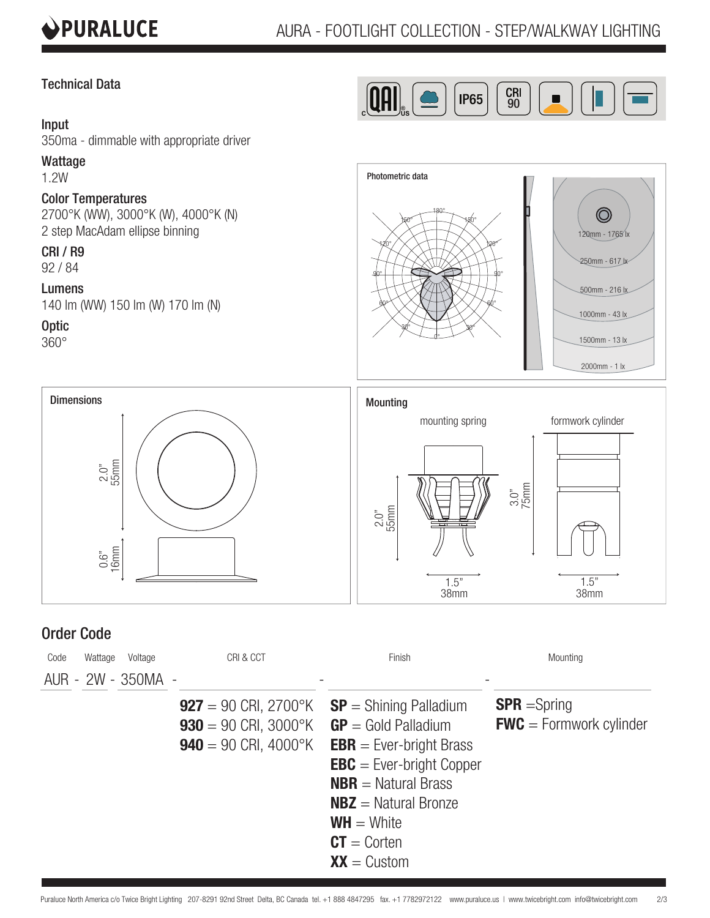# AURA - FOOTLIGHT COLLECTION - STEP/WALKWAY LIGHTING

## Technical Data

**Input**
350ma - dimmable with appropriate driver

**Wattage**
1.2W

**Color Temperatures**
2700°K (WW), 3000°K (W), 4000°K (N)
2 step MacAdam ellipse binning

**CRI / R9**
92 / 84

**Lumens**
140 lm (WW) 150 lm (W) 170 lm (N)

**Optic**
360°

IP65
CRI 90

### Photometric data

180°
150° 150°
120° 120°
90° 90°
60° 60°
30° 30°
0°

120mm - 1765 lx
250mm - 617 lx
500mm - 216 lx
1000mm - 43 lx
1500mm - 13 lx
2000mm - 1 lx

### Dimensions

2.0" 55mm
0.6" 16mm

### Mounting

mounting spring
2.0" 55mm
1.5" 38mm

formwork cylinder
3.0" 75mm
1.5" 38mm

## Order Code

| Code | Wattage | Voltage | CRI & CCT | Finish | Mounting |
|---|---|---|---|---|---|
| AUR | 2W | 350MA | | | |

**CRI & CCT**
- **927** = 90 CRI, 2700°K
- **930** = 90 CRI, 3000°K
- **940** = 90 CRI, 4000°K

**Finish**
- **SP** = Shining Palladium
- **GP** = Gold Palladium
- **EBR** = Ever-bright Brass
- **EBC** = Ever-bright Copper
- **NBR** = Natural Brass
- **NBZ** = Natural Bronze
- **WH** = White
- **CT** = Corten
- **XX** = Custom

**Mounting**
- **SPR** =Spring
- **FWC** = Formwork cylinder

Puraluce North America c/o Twice Bright Lighting 207-8291 92nd Street Delta, BC Canada tel. +1 888 4847295 fax. +1 7782972122 www.puraluce.us | www.twicebright.com info@twicebright.com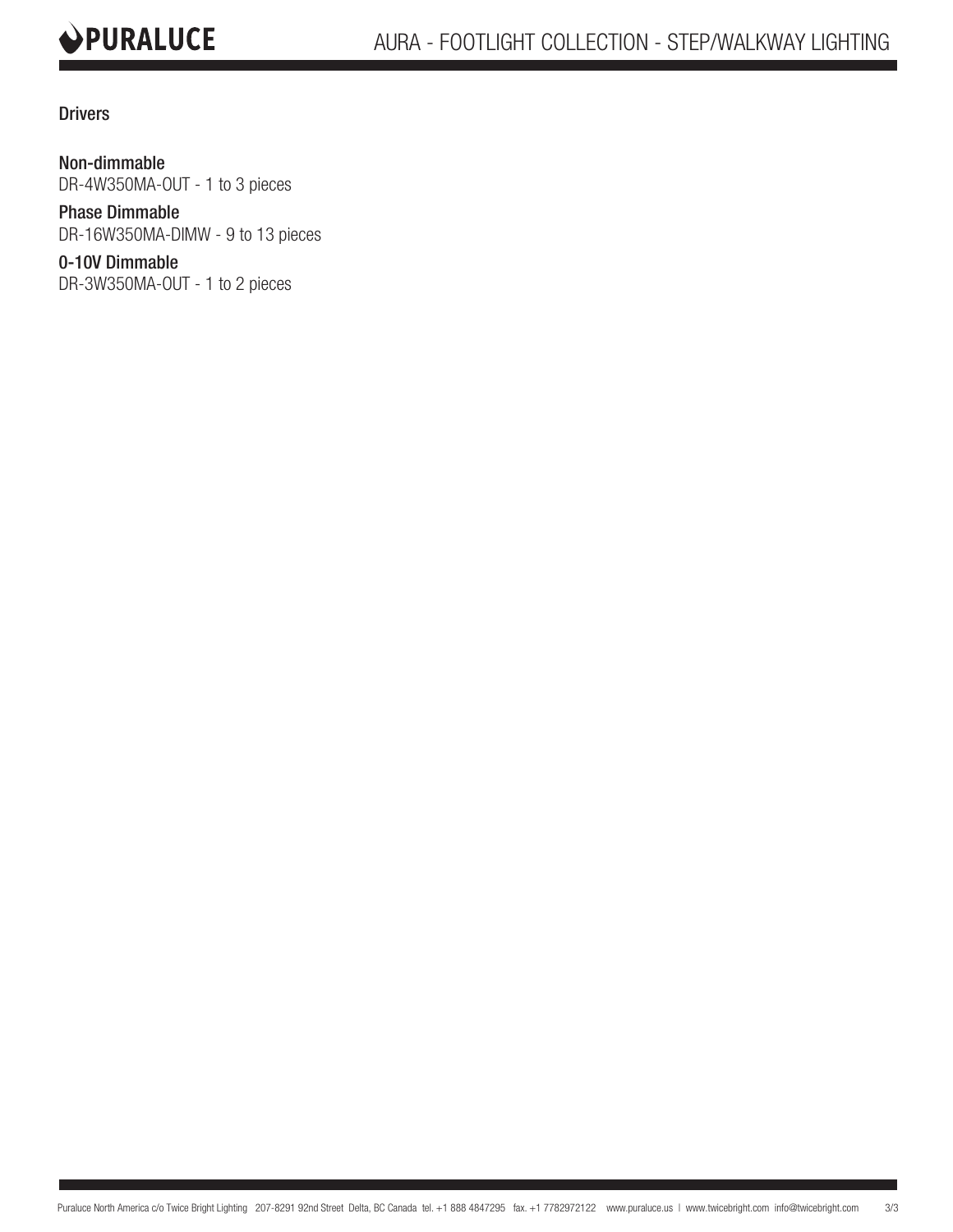## Drivers

**Non-dimmable**
DR-4W350MA-OUT - 1 to 3 pieces

**Phase Dimmable**
DR-16W350MA-DIMW - 9 to 13 pieces

**0-10V Dimmable**
DR-3W350MA-OUT - 1 to 2 pieces